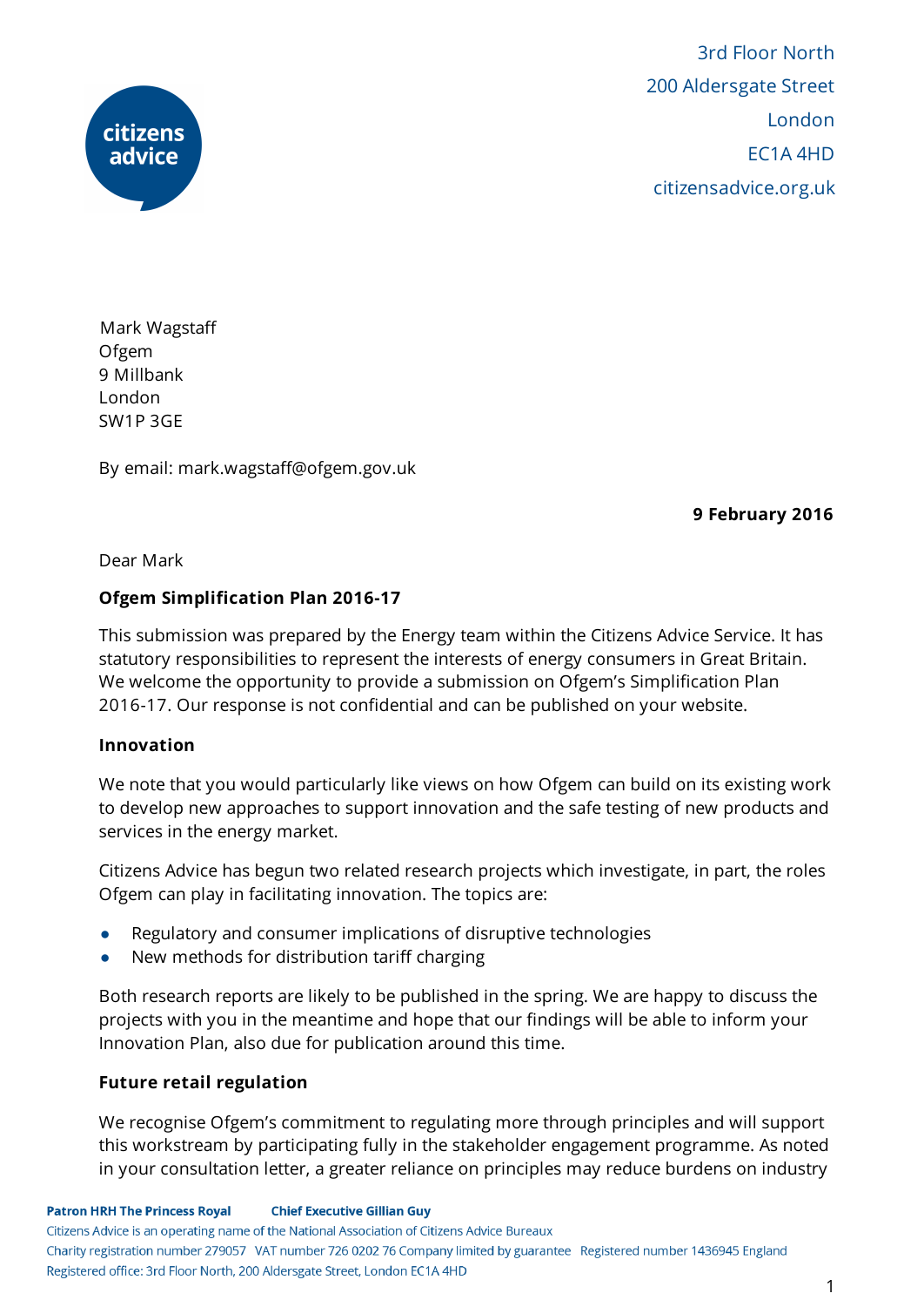3rd Floor North
200 Aldersgate Street
London
EC1A 4HD
citizensadvice.org.uk

Mark Wagstaff
Ofgem
9 Millbank
London
SW1P 3GE

By email: mark.wagstaff@ofgem.gov.uk

**9 February 2016**

Dear Mark

**Ofgem Simplification Plan 2016-17**

This submission was prepared by the Energy team within the Citizens Advice Service. It has statutory responsibilities to represent the interests of energy consumers in Great Britain. We welcome the opportunity to provide a submission on Ofgem's Simplification Plan 2016-17. Our response is not confidential and can be published on your website.

**Innovation**

We note that you would particularly like views on how Ofgem can build on its existing work to develop new approaches to support innovation and the safe testing of new products and services in the energy market.

Citizens Advice has begun two related research projects which investigate, in part, the roles Ofgem can play in facilitating innovation. The topics are:

- Regulatory and consumer implications of disruptive technologies
- New methods for distribution tariff charging

Both research reports are likely to be published in the spring. We are happy to discuss the projects with you in the meantime and hope that our findings will be able to inform your Innovation Plan, also due for publication around this time.

**Future retail regulation**

We recognise Ofgem's commitment to regulating more through principles and will support this workstream by participating fully in the stakeholder engagement programme. As noted in your consultation letter, a greater reliance on principles may reduce burdens on industry

**Patron HRH The Princess Royal** **Chief Executive Gillian Guy**
Citizens Advice is an operating name of the National Association of Citizens Advice Bureaux
Charity registration number 279057 VAT number 726 0202 76 Company limited by guarantee Registered number 1436945 England
Registered office: 3rd Floor North, 200 Aldersgate Street, London EC1A 4HD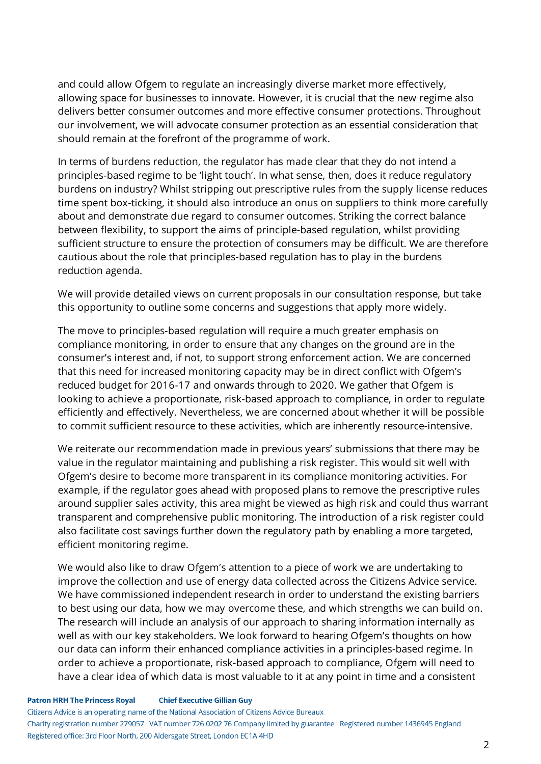and could allow Ofgem to regulate an increasingly diverse market more effectively, allowing space for businesses to innovate. However, it is crucial that the new regime also delivers better consumer outcomes and more effective consumer protections. Throughout our involvement, we will advocate consumer protection as an essential consideration that should remain at the forefront of the programme of work.

In terms of burdens reduction, the regulator has made clear that they do not intend a principles-based regime to be 'light touch'. In what sense, then, does it reduce regulatory burdens on industry? Whilst stripping out prescriptive rules from the supply license reduces time spent box-ticking, it should also introduce an onus on suppliers to think more carefully about and demonstrate due regard to consumer outcomes. Striking the correct balance between flexibility, to support the aims of principle-based regulation, whilst providing sufficient structure to ensure the protection of consumers may be difficult. We are therefore cautious about the role that principles-based regulation has to play in the burdens reduction agenda.

We will provide detailed views on current proposals in our consultation response, but take this opportunity to outline some concerns and suggestions that apply more widely.

The move to principles-based regulation will require a much greater emphasis on compliance monitoring, in order to ensure that any changes on the ground are in the consumer's interest and, if not, to support strong enforcement action. We are concerned that this need for increased monitoring capacity may be in direct conflict with Ofgem's reduced budget for 2016-17 and onwards through to 2020. We gather that Ofgem is looking to achieve a proportionate, risk-based approach to compliance, in order to regulate efficiently and effectively. Nevertheless, we are concerned about whether it will be possible to commit sufficient resource to these activities, which are inherently resource-intensive.

We reiterate our recommendation made in previous years' submissions that there may be value in the regulator maintaining and publishing a risk register. This would sit well with Ofgem's desire to become more transparent in its compliance monitoring activities. For example, if the regulator goes ahead with proposed plans to remove the prescriptive rules around supplier sales activity, this area might be viewed as high risk and could thus warrant transparent and comprehensive public monitoring. The introduction of a risk register could also facilitate cost savings further down the regulatory path by enabling a more targeted, efficient monitoring regime.

We would also like to draw Ofgem's attention to a piece of work we are undertaking to improve the collection and use of energy data collected across the Citizens Advice service. We have commissioned independent research in order to understand the existing barriers to best using our data, how we may overcome these, and which strengths we can build on. The research will include an analysis of our approach to sharing information internally as well as with our key stakeholders. We look forward to hearing Ofgem's thoughts on how our data can inform their enhanced compliance activities in a principles-based regime. In order to achieve a proportionate, risk-based approach to compliance, Ofgem will need to have a clear idea of which data is most valuable to it at any point in time and a consistent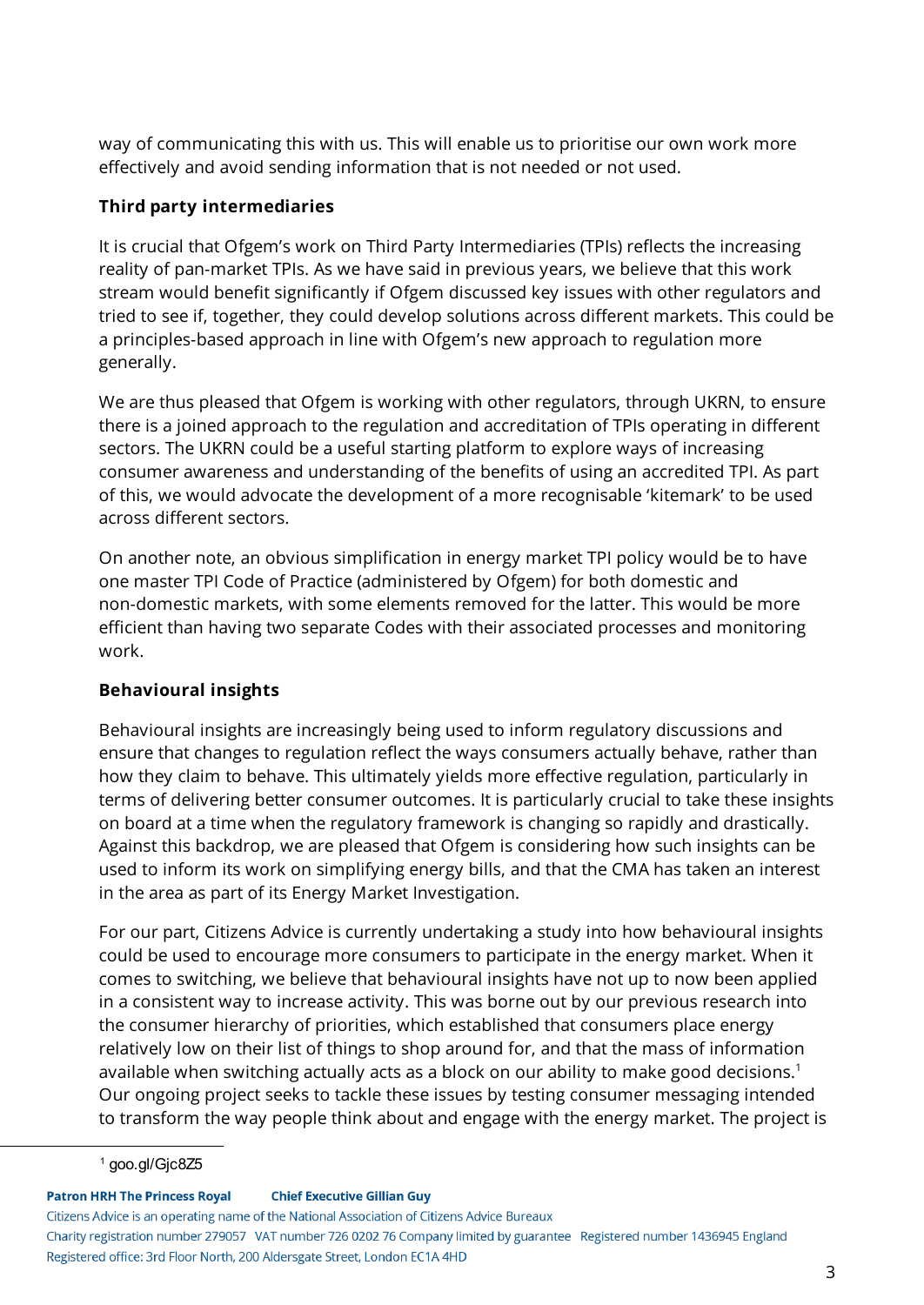way of communicating this with us. This will enable us to prioritise our own work more effectively and avoid sending information that is not needed or not used.

**Third party intermediaries**

It is crucial that Ofgem's work on Third Party Intermediaries (TPIs) reflects the increasing reality of pan-market TPIs. As we have said in previous years, we believe that this work stream would benefit significantly if Ofgem discussed key issues with other regulators and tried to see if, together, they could develop solutions across different markets. This could be a principles-based approach in line with Ofgem's new approach to regulation more generally.

We are thus pleased that Ofgem is working with other regulators, through UKRN, to ensure there is a joined approach to the regulation and accreditation of TPIs operating in different sectors. The UKRN could be a useful starting platform to explore ways of increasing consumer awareness and understanding of the benefits of using an accredited TPI. As part of this, we would advocate the development of a more recognisable 'kitemark' to be used across different sectors.

On another note, an obvious simplification in energy market TPI policy would be to have one master TPI Code of Practice (administered by Ofgem) for both domestic and non-domestic markets, with some elements removed for the latter. This would be more efficient than having two separate Codes with their associated processes and monitoring work.

**Behavioural insights**

Behavioural insights are increasingly being used to inform regulatory discussions and ensure that changes to regulation reflect the ways consumers actually behave, rather than how they claim to behave. This ultimately yields more effective regulation, particularly in terms of delivering better consumer outcomes. It is particularly crucial to take these insights on board at a time when the regulatory framework is changing so rapidly and drastically. Against this backdrop, we are pleased that Ofgem is considering how such insights can be used to inform its work on simplifying energy bills, and that the CMA has taken an interest in the area as part of its Energy Market Investigation.

For our part, Citizens Advice is currently undertaking a study into how behavioural insights could be used to encourage more consumers to participate in the energy market. When it comes to switching, we believe that behavioural insights have not up to now been applied in a consistent way to increase activity. This was borne out by our previous research into the consumer hierarchy of priorities, which established that consumers place energy relatively low on their list of things to shop around for, and that the mass of information available when switching actually acts as a block on our ability to make good decisions.[1] Our ongoing project seeks to tackle these issues by testing consumer messaging intended to transform the way people think about and engage with the energy market. The project is

[1] goo.gl/Gjc8Z5

**Patron HRH The Princess Royal** **Chief Executive Gillian Guy**

Citizens Advice is an operating name of the National Association of Citizens Advice Bureaux
Charity registration number 279057 VAT number 726 0202 76 Company limited by guarantee Registered number 1436945 England
Registered office: 3rd Floor North, 200 Aldersgate Street, London EC1A 4HD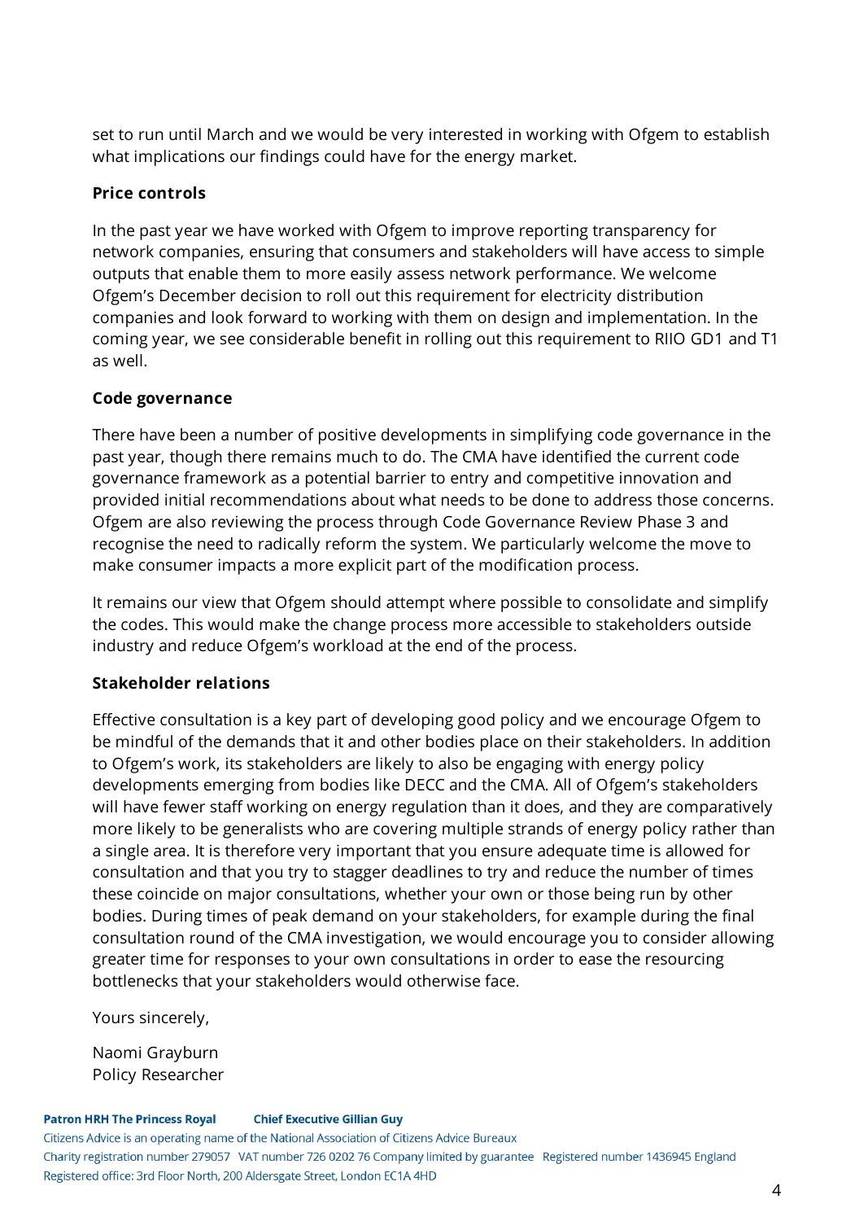set to run until March and we would be very interested in working with Ofgem to establish what implications our findings could have for the energy market.

**Price controls**

In the past year we have worked with Ofgem to improve reporting transparency for network companies, ensuring that consumers and stakeholders will have access to simple outputs that enable them to more easily assess network performance. We welcome Ofgem's December decision to roll out this requirement for electricity distribution companies and look forward to working with them on design and implementation. In the coming year, we see considerable benefit in rolling out this requirement to RIIO GD1 and T1 as well.

**Code governance**

There have been a number of positive developments in simplifying code governance in the past year, though there remains much to do. The CMA have identified the current code governance framework as a potential barrier to entry and competitive innovation and provided initial recommendations about what needs to be done to address those concerns. Ofgem are also reviewing the process through Code Governance Review Phase 3 and recognise the need to radically reform the system. We particularly welcome the move to make consumer impacts a more explicit part of the modification process.

It remains our view that Ofgem should attempt where possible to consolidate and simplify the codes. This would make the change process more accessible to stakeholders outside industry and reduce Ofgem's workload at the end of the process.

**Stakeholder relations**

Effective consultation is a key part of developing good policy and we encourage Ofgem to be mindful of the demands that it and other bodies place on their stakeholders. In addition to Ofgem's work, its stakeholders are likely to also be engaging with energy policy developments emerging from bodies like DECC and the CMA. All of Ofgem's stakeholders will have fewer staff working on energy regulation than it does, and they are comparatively more likely to be generalists who are covering multiple strands of energy policy rather than a single area. It is therefore very important that you ensure adequate time is allowed for consultation and that you try to stagger deadlines to try and reduce the number of times these coincide on major consultations, whether your own or those being run by other bodies. During times of peak demand on your stakeholders, for example during the final consultation round of the CMA investigation, we would encourage you to consider allowing greater time for responses to your own consultations in order to ease the resourcing bottlenecks that your stakeholders would otherwise face.

Yours sincerely,

Naomi Grayburn
Policy Researcher

**Patron HRH The Princess Royal** **Chief Executive Gillian Guy**
Citizens Advice is an operating name of the National Association of Citizens Advice Bureaux
Charity registration number 279057 VAT number 726 0202 76 Company limited by guarantee Registered number 1436945 England
Registered office: 3rd Floor North, 200 Aldersgate Street, London EC1A 4HD